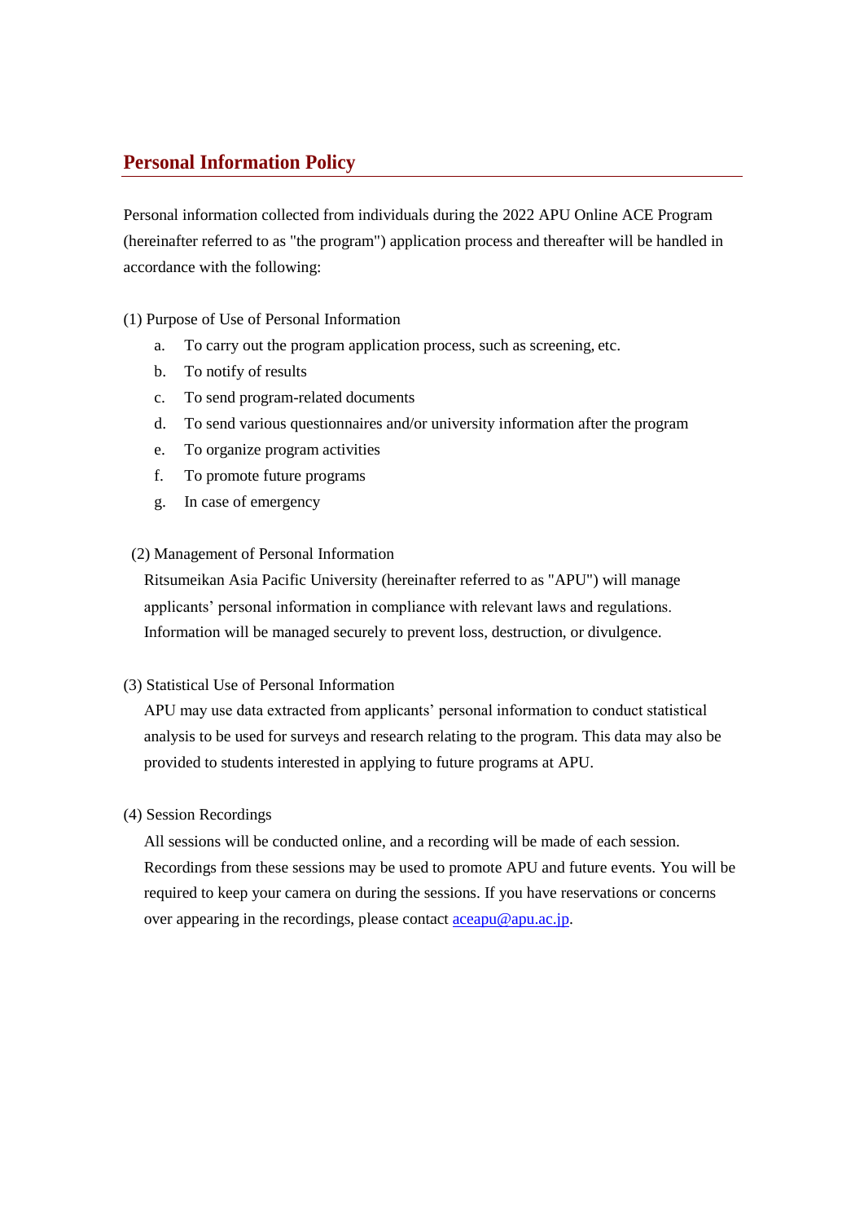## Personal Information Policy

Personal information collected from individuals during the 2022 APU Online ACE Program (hereinafter referred to as "the program") application process and thereafter will be handled in accordance with the following:

(1) Purpose of Use of Personal Information

a. To carry out the program application process, such as screening, etc.
b. To notify of results
c. To send program-related documents
d. To send various questionnaires and/or university information after the program
e. To organize program activities
f. To promote future programs
g. In case of emergency

(2) Management of Personal Information

Ritsumeikan Asia Pacific University (hereinafter referred to as "APU") will manage applicants' personal information in compliance with relevant laws and regulations. Information will be managed securely to prevent loss, destruction, or divulgence.

(3) Statistical Use of Personal Information

APU may use data extracted from applicants' personal information to conduct statistical analysis to be used for surveys and research relating to the program. This data may also be provided to students interested in applying to future programs at APU.

(4) Session Recordings

All sessions will be conducted online, and a recording will be made of each session. Recordings from these sessions may be used to promote APU and future events. You will be required to keep your camera on during the sessions. If you have reservations or concerns over appearing in the recordings, please contact aceapu@apu.ac.jp.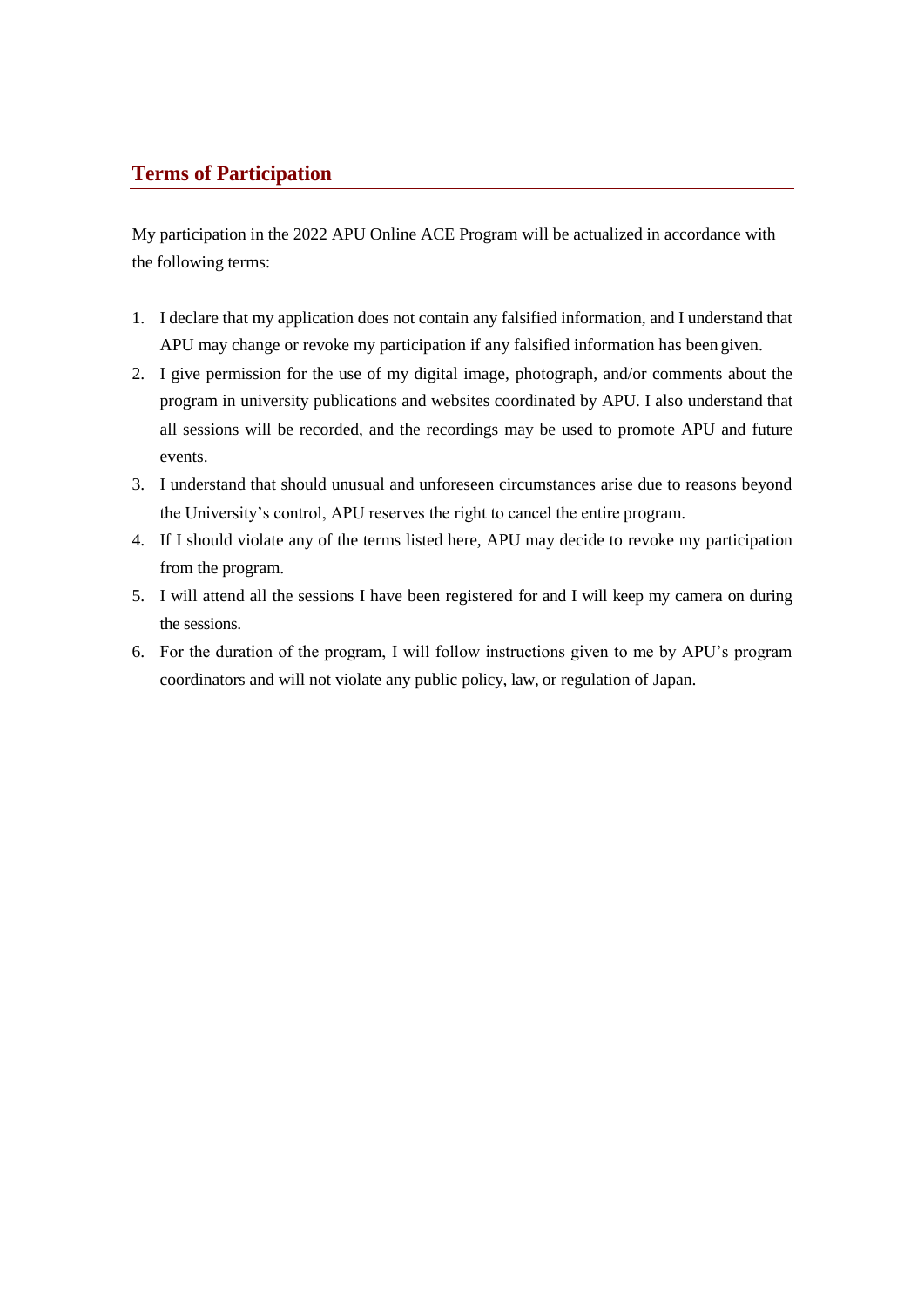## Terms of Participation

My participation in the 2022 APU Online ACE Program will be actualized in accordance with the following terms:

1. I declare that my application does not contain any falsified information, and I understand that APU may change or revoke my participation if any falsified information has been given.
2. I give permission for the use of my digital image, photograph, and/or comments about the program in university publications and websites coordinated by APU. I also understand that all sessions will be recorded, and the recordings may be used to promote APU and future events.
3. I understand that should unusual and unforeseen circumstances arise due to reasons beyond the University's control, APU reserves the right to cancel the entire program.
4. If I should violate any of the terms listed here, APU may decide to revoke my participation from the program.
5. I will attend all the sessions I have been registered for and I will keep my camera on during the sessions.
6. For the duration of the program, I will follow instructions given to me by APU's program coordinators and will not violate any public policy, law, or regulation of Japan.